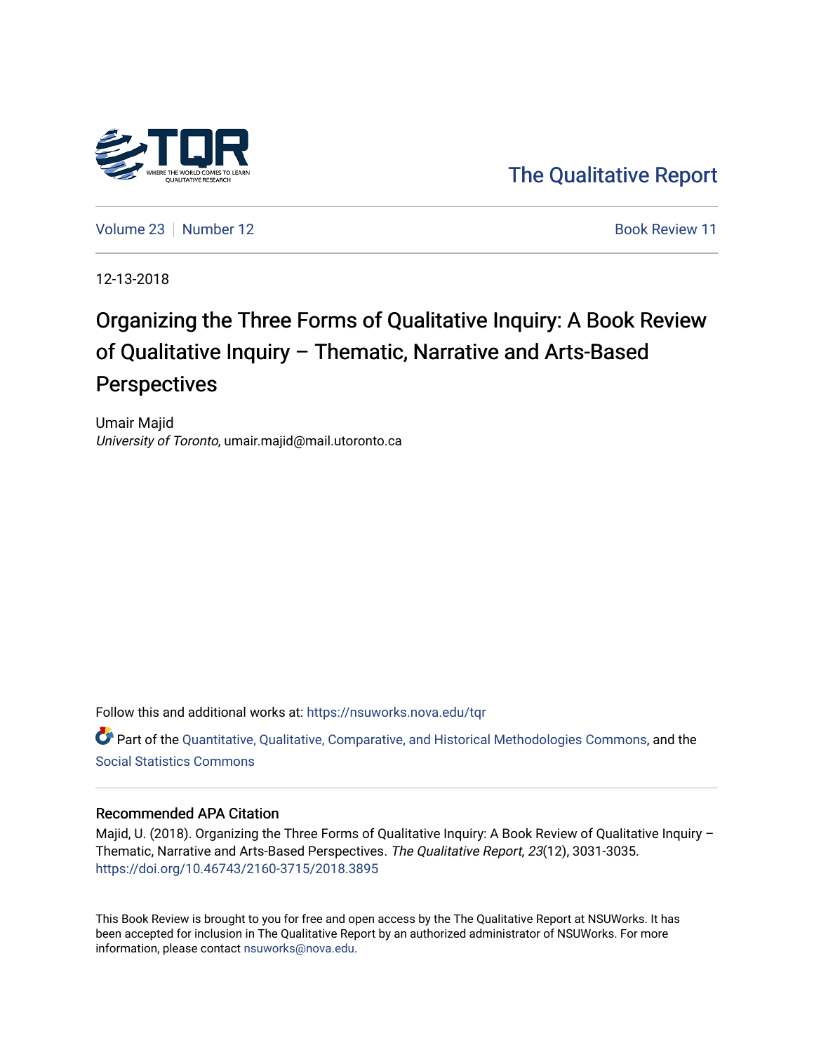The Qualitative Report

Volume 23 | Number 12 | Book Review 11

12-13-2018

# Organizing the Three Forms of Qualitative Inquiry: A Book Review of Qualitative Inquiry – Thematic, Narrative and Arts-Based Perspectives

Umair Majid
*University of Toronto*, umair.majid@mail.utoronto.ca

Follow this and additional works at: https://nsuworks.nova.edu/tqr

Part of the Quantitative, Qualitative, Comparative, and Historical Methodologies Commons, and the Social Statistics Commons

### Recommended APA Citation

Majid, U. (2018). Organizing the Three Forms of Qualitative Inquiry: A Book Review of Qualitative Inquiry – Thematic, Narrative and Arts-Based Perspectives. *The Qualitative Report*, *23*(12), 3031-3035. https://doi.org/10.46743/2160-3715/2018.3895

This Book Review is brought to you for free and open access by the The Qualitative Report at NSUWorks. It has been accepted for inclusion in The Qualitative Report by an authorized administrator of NSUWorks. For more information, please contact nsuworks@nova.edu.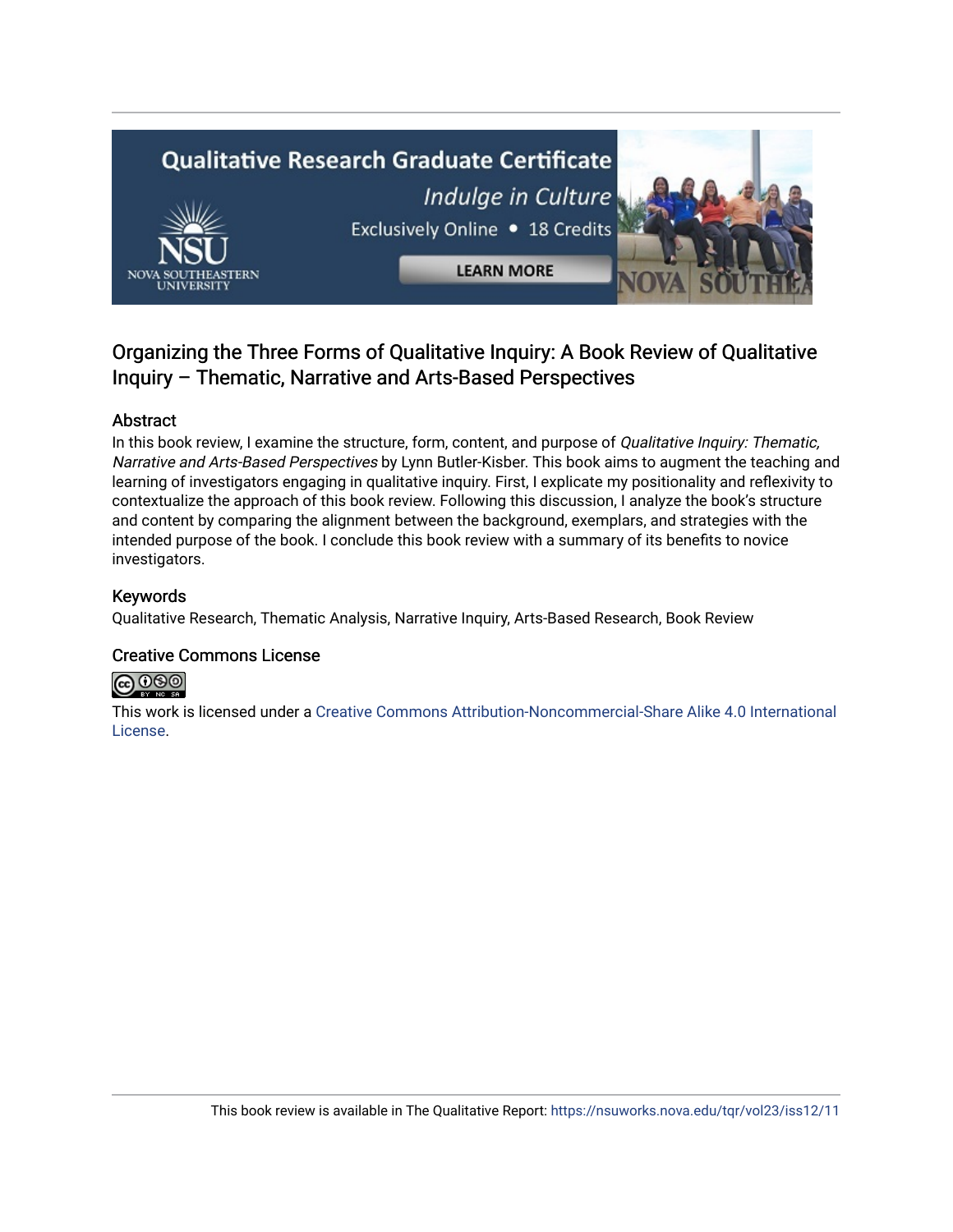# Organizing the Three Forms of Qualitative Inquiry: A Book Review of Qualitative Inquiry – Thematic, Narrative and Arts-Based Perspectives

## Abstract

In this book review, I examine the structure, form, content, and purpose of *Qualitative Inquiry: Thematic, Narrative and Arts-Based Perspectives* by Lynn Butler-Kisber. This book aims to augment the teaching and learning of investigators engaging in qualitative inquiry. First, I explicate my positionality and reflexivity to contextualize the approach of this book review. Following this discussion, I analyze the book's structure and content by comparing the alignment between the background, exemplars, and strategies with the intended purpose of the book. I conclude this book review with a summary of its benefits to novice investigators.

## Keywords

Qualitative Research, Thematic Analysis, Narrative Inquiry, Arts-Based Research, Book Review

## Creative Commons License

This work is licensed under a Creative Commons Attribution-Noncommercial-Share Alike 4.0 International License.

This book review is available in The Qualitative Report: https://nsuworks.nova.edu/tqr/vol23/iss12/11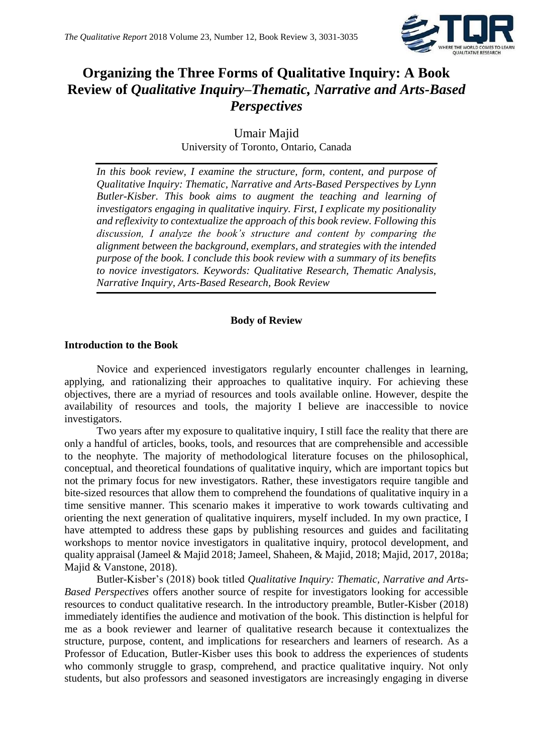# Organizing the Three Forms of Qualitative Inquiry: A Book Review of *Qualitative Inquiry–Thematic, Narrative and Arts-Based Perspectives*

Umair Majid
University of Toronto, Ontario, Canada

*In this book review, I examine the structure, form, content, and purpose of Qualitative Inquiry: Thematic, Narrative and Arts-Based Perspectives by Lynn Butler-Kisber. This book aims to augment the teaching and learning of investigators engaging in qualitative inquiry. First, I explicate my positionality and reflexivity to contextualize the approach of this book review. Following this discussion, I analyze the book's structure and content by comparing the alignment between the background, exemplars, and strategies with the intended purpose of the book. I conclude this book review with a summary of its benefits to novice investigators. Keywords: Qualitative Research, Thematic Analysis, Narrative Inquiry, Arts-Based Research, Book Review*

## Body of Review

### Introduction to the Book

Novice and experienced investigators regularly encounter challenges in learning, applying, and rationalizing their approaches to qualitative inquiry. For achieving these objectives, there are a myriad of resources and tools available online. However, despite the availability of resources and tools, the majority I believe are inaccessible to novice investigators.

Two years after my exposure to qualitative inquiry, I still face the reality that there are only a handful of articles, books, tools, and resources that are comprehensible and accessible to the neophyte. The majority of methodological literature focuses on the philosophical, conceptual, and theoretical foundations of qualitative inquiry, which are important topics but not the primary focus for new investigators. Rather, these investigators require tangible and bite-sized resources that allow them to comprehend the foundations of qualitative inquiry in a time sensitive manner. This scenario makes it imperative to work towards cultivating and orienting the next generation of qualitative inquirers, myself included. In my own practice, I have attempted to address these gaps by publishing resources and guides and facilitating workshops to mentor novice investigators in qualitative inquiry, protocol development, and quality appraisal (Jameel & Majid 2018; Jameel, Shaheen, & Majid, 2018; Majid, 2017, 2018a; Majid & Vanstone, 2018).

Butler-Kisber's (2018) book titled *Qualitative Inquiry: Thematic, Narrative and Arts-Based Perspectives* offers another source of respite for investigators looking for accessible resources to conduct qualitative research. In the introductory preamble, Butler-Kisber (2018) immediately identifies the audience and motivation of the book. This distinction is helpful for me as a book reviewer and learner of qualitative research because it contextualizes the structure, purpose, content, and implications for researchers and learners of research. As a Professor of Education, Butler-Kisber uses this book to address the experiences of students who commonly struggle to grasp, comprehend, and practice qualitative inquiry. Not only students, but also professors and seasoned investigators are increasingly engaging in diverse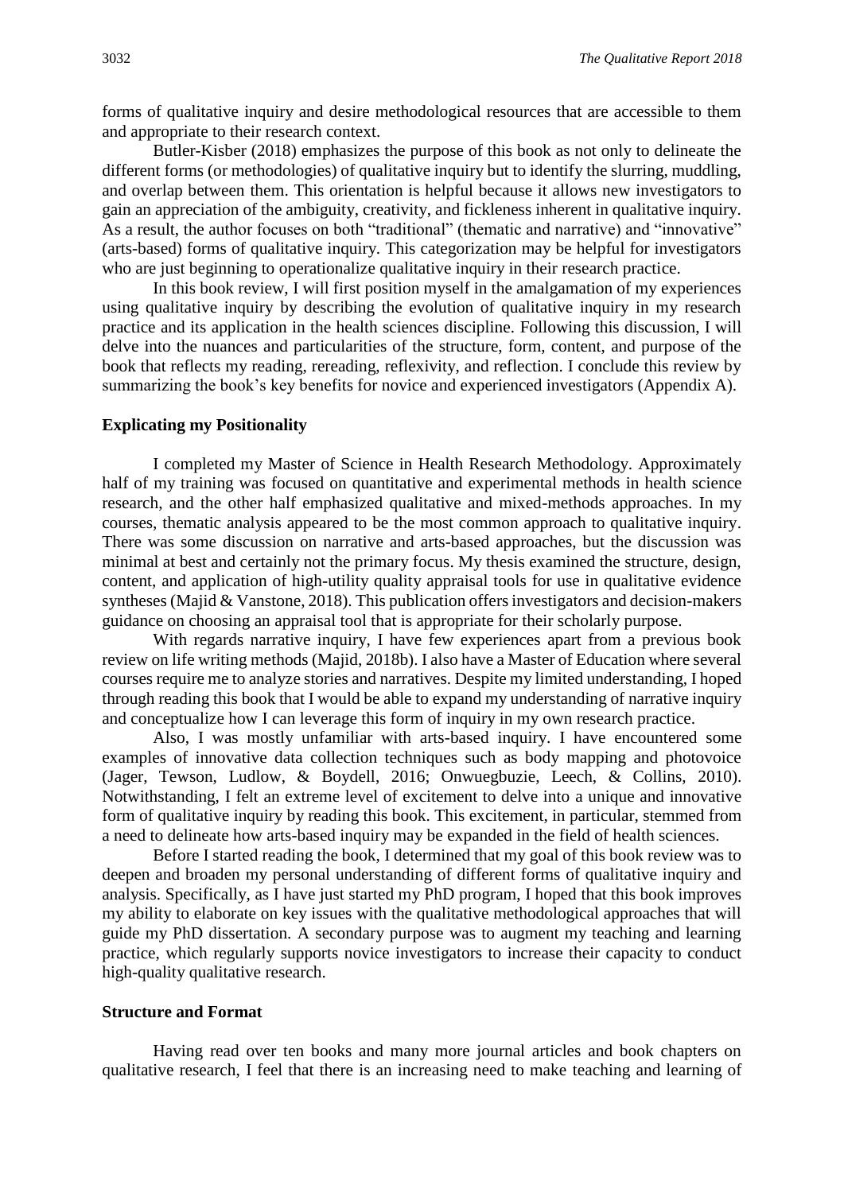forms of qualitative inquiry and desire methodological resources that are accessible to them and appropriate to their research context.

Butler-Kisber (2018) emphasizes the purpose of this book as not only to delineate the different forms (or methodologies) of qualitative inquiry but to identify the slurring, muddling, and overlap between them. This orientation is helpful because it allows new investigators to gain an appreciation of the ambiguity, creativity, and fickleness inherent in qualitative inquiry. As a result, the author focuses on both "traditional" (thematic and narrative) and "innovative" (arts-based) forms of qualitative inquiry. This categorization may be helpful for investigators who are just beginning to operationalize qualitative inquiry in their research practice.

In this book review, I will first position myself in the amalgamation of my experiences using qualitative inquiry by describing the evolution of qualitative inquiry in my research practice and its application in the health sciences discipline. Following this discussion, I will delve into the nuances and particularities of the structure, form, content, and purpose of the book that reflects my reading, rereading, reflexivity, and reflection. I conclude this review by summarizing the book's key benefits for novice and experienced investigators (Appendix A).

### Explicating my Positionality

I completed my Master of Science in Health Research Methodology. Approximately half of my training was focused on quantitative and experimental methods in health science research, and the other half emphasized qualitative and mixed-methods approaches. In my courses, thematic analysis appeared to be the most common approach to qualitative inquiry. There was some discussion on narrative and arts-based approaches, but the discussion was minimal at best and certainly not the primary focus. My thesis examined the structure, design, content, and application of high-utility quality appraisal tools for use in qualitative evidence syntheses (Majid & Vanstone, 2018). This publication offers investigators and decision-makers guidance on choosing an appraisal tool that is appropriate for their scholarly purpose.

With regards narrative inquiry, I have few experiences apart from a previous book review on life writing methods (Majid, 2018b). I also have a Master of Education where several courses require me to analyze stories and narratives. Despite my limited understanding, I hoped through reading this book that I would be able to expand my understanding of narrative inquiry and conceptualize how I can leverage this form of inquiry in my own research practice.

Also, I was mostly unfamiliar with arts-based inquiry. I have encountered some examples of innovative data collection techniques such as body mapping and photovoice (Jager, Tewson, Ludlow, & Boydell, 2016; Onwuegbuzie, Leech, & Collins, 2010). Notwithstanding, I felt an extreme level of excitement to delve into a unique and innovative form of qualitative inquiry by reading this book. This excitement, in particular, stemmed from a need to delineate how arts-based inquiry may be expanded in the field of health sciences.

Before I started reading the book, I determined that my goal of this book review was to deepen and broaden my personal understanding of different forms of qualitative inquiry and analysis. Specifically, as I have just started my PhD program, I hoped that this book improves my ability to elaborate on key issues with the qualitative methodological approaches that will guide my PhD dissertation. A secondary purpose was to augment my teaching and learning practice, which regularly supports novice investigators to increase their capacity to conduct high-quality qualitative research.

### Structure and Format

Having read over ten books and many more journal articles and book chapters on qualitative research, I feel that there is an increasing need to make teaching and learning of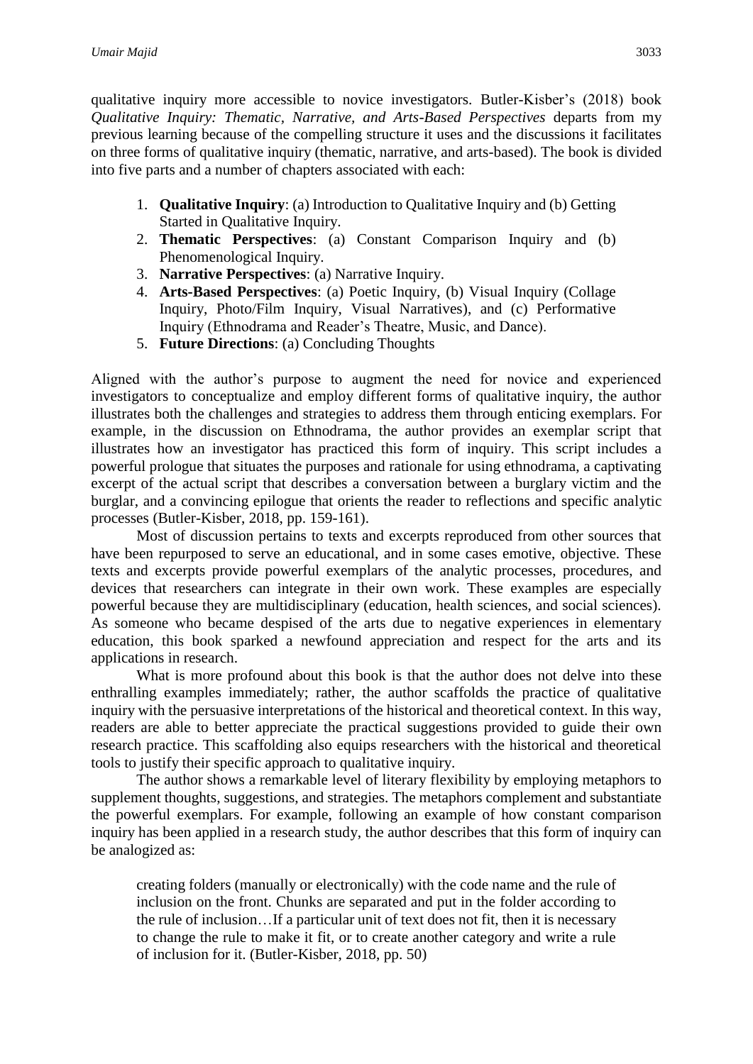qualitative inquiry more accessible to novice investigators. Butler-Kisber's (2018) book *Qualitative Inquiry: Thematic, Narrative, and Arts-Based Perspectives* departs from my previous learning because of the compelling structure it uses and the discussions it facilitates on three forms of qualitative inquiry (thematic, narrative, and arts-based). The book is divided into five parts and a number of chapters associated with each:

1. **Qualitative Inquiry**: (a) Introduction to Qualitative Inquiry and (b) Getting Started in Qualitative Inquiry.
2. **Thematic Perspectives**: (a) Constant Comparison Inquiry and (b) Phenomenological Inquiry.
3. **Narrative Perspectives**: (a) Narrative Inquiry.
4. **Arts-Based Perspectives**: (a) Poetic Inquiry, (b) Visual Inquiry (Collage Inquiry, Photo/Film Inquiry, Visual Narratives), and (c) Performative Inquiry (Ethnodrama and Reader's Theatre, Music, and Dance).
5. **Future Directions**: (a) Concluding Thoughts

Aligned with the author's purpose to augment the need for novice and experienced investigators to conceptualize and employ different forms of qualitative inquiry, the author illustrates both the challenges and strategies to address them through enticing exemplars. For example, in the discussion on Ethnodrama, the author provides an exemplar script that illustrates how an investigator has practiced this form of inquiry. This script includes a powerful prologue that situates the purposes and rationale for using ethnodrama, a captivating excerpt of the actual script that describes a conversation between a burglary victim and the burglar, and a convincing epilogue that orients the reader to reflections and specific analytic processes (Butler-Kisber, 2018, pp. 159-161).

Most of discussion pertains to texts and excerpts reproduced from other sources that have been repurposed to serve an educational, and in some cases emotive, objective. These texts and excerpts provide powerful exemplars of the analytic processes, procedures, and devices that researchers can integrate in their own work. These examples are especially powerful because they are multidisciplinary (education, health sciences, and social sciences). As someone who became despised of the arts due to negative experiences in elementary education, this book sparked a newfound appreciation and respect for the arts and its applications in research.

What is more profound about this book is that the author does not delve into these enthralling examples immediately; rather, the author scaffolds the practice of qualitative inquiry with the persuasive interpretations of the historical and theoretical context. In this way, readers are able to better appreciate the practical suggestions provided to guide their own research practice. This scaffolding also equips researchers with the historical and theoretical tools to justify their specific approach to qualitative inquiry.

The author shows a remarkable level of literary flexibility by employing metaphors to supplement thoughts, suggestions, and strategies. The metaphors complement and substantiate the powerful exemplars. For example, following an example of how constant comparison inquiry has been applied in a research study, the author describes that this form of inquiry can be analogized as:

> creating folders (manually or electronically) with the code name and the rule of inclusion on the front. Chunks are separated and put in the folder according to the rule of inclusion…If a particular unit of text does not fit, then it is necessary to change the rule to make it fit, or to create another category and write a rule of inclusion for it. (Butler-Kisber, 2018, pp. 50)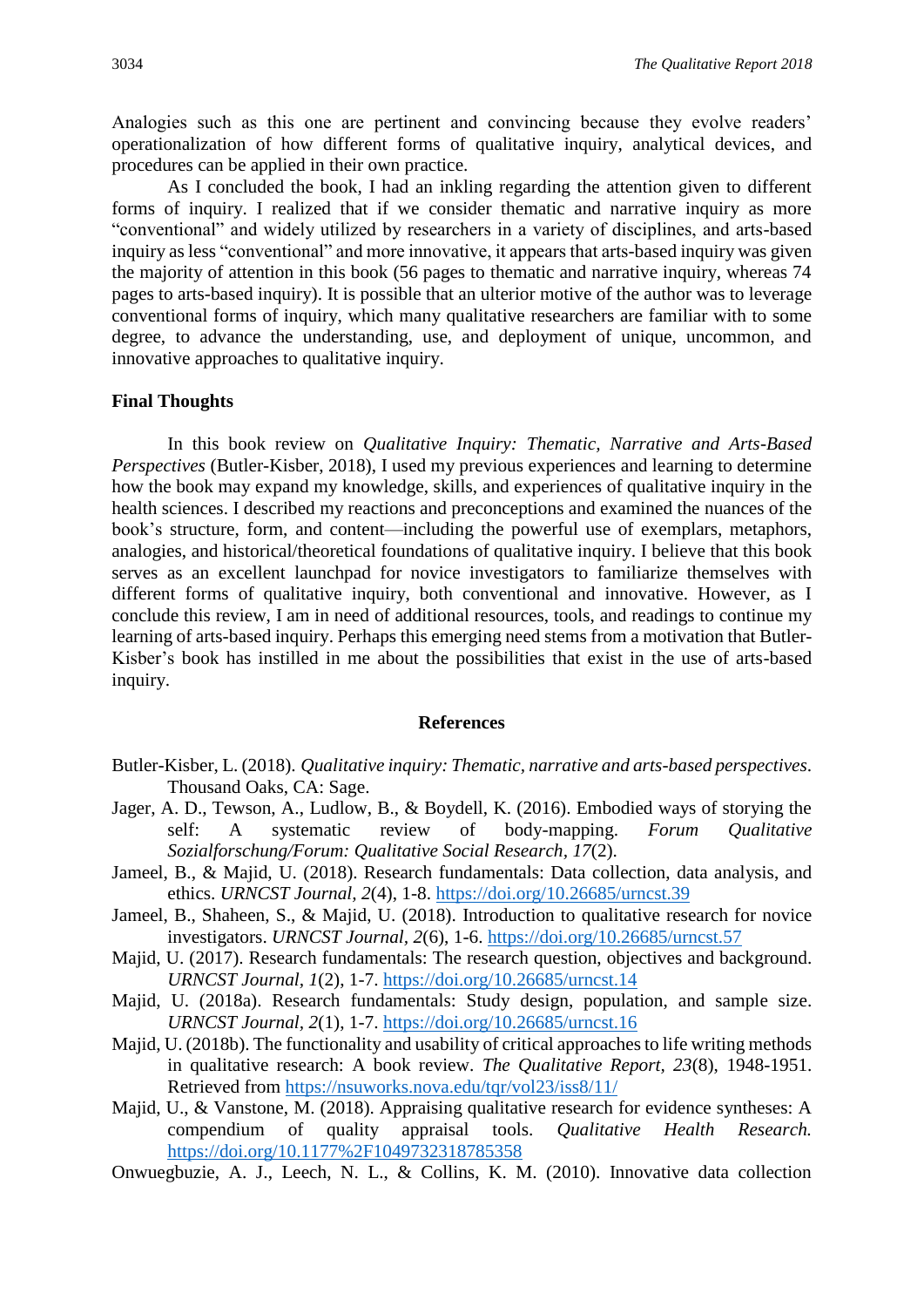Analogies such as this one are pertinent and convincing because they evolve readers' operationalization of how different forms of qualitative inquiry, analytical devices, and procedures can be applied in their own practice.

As I concluded the book, I had an inkling regarding the attention given to different forms of inquiry. I realized that if we consider thematic and narrative inquiry as more "conventional" and widely utilized by researchers in a variety of disciplines, and arts-based inquiry as less "conventional" and more innovative, it appears that arts-based inquiry was given the majority of attention in this book (56 pages to thematic and narrative inquiry, whereas 74 pages to arts-based inquiry). It is possible that an ulterior motive of the author was to leverage conventional forms of inquiry, which many qualitative researchers are familiar with to some degree, to advance the understanding, use, and deployment of unique, uncommon, and innovative approaches to qualitative inquiry.

## Final Thoughts

In this book review on *Qualitative Inquiry: Thematic, Narrative and Arts-Based Perspectives* (Butler-Kisber, 2018), I used my previous experiences and learning to determine how the book may expand my knowledge, skills, and experiences of qualitative inquiry in the health sciences. I described my reactions and preconceptions and examined the nuances of the book's structure, form, and content—including the powerful use of exemplars, metaphors, analogies, and historical/theoretical foundations of qualitative inquiry. I believe that this book serves as an excellent launchpad for novice investigators to familiarize themselves with different forms of qualitative inquiry, both conventional and innovative. However, as I conclude this review, I am in need of additional resources, tools, and readings to continue my learning of arts-based inquiry. Perhaps this emerging need stems from a motivation that Butler-Kisber's book has instilled in me about the possibilities that exist in the use of arts-based inquiry.

## References

Butler-Kisber, L. (2018). *Qualitative inquiry: Thematic, narrative and arts-based perspectives*. Thousand Oaks, CA: Sage.

Jager, A. D., Tewson, A., Ludlow, B., & Boydell, K. (2016). Embodied ways of storying the self: A systematic review of body-mapping. *Forum Qualitative Sozialforschung/Forum: Qualitative Social Research*, *17*(2).

Jameel, B., & Majid, U. (2018). Research fundamentals: Data collection, data analysis, and ethics. *URNCST Journal*, *2*(4), 1-8. https://doi.org/10.26685/urncst.39

Jameel, B., Shaheen, S., & Majid, U. (2018). Introduction to qualitative research for novice investigators. *URNCST Journal*, *2*(6), 1-6. https://doi.org/10.26685/urncst.57

Majid, U. (2017). Research fundamentals: The research question, objectives and background. *URNCST Journal*, *1*(2), 1-7. https://doi.org/10.26685/urncst.14

Majid, U. (2018a). Research fundamentals: Study design, population, and sample size. *URNCST Journal*, *2*(1), 1-7. https://doi.org/10.26685/urncst.16

Majid, U. (2018b). The functionality and usability of critical approaches to life writing methods in qualitative research: A book review. *The Qualitative Report*, *23*(8), 1948-1951. Retrieved from https://nsuworks.nova.edu/tqr/vol23/iss8/11/

Majid, U., & Vanstone, M. (2018). Appraising qualitative research for evidence syntheses: A compendium of quality appraisal tools. *Qualitative Health Research.* https://doi.org/10.1177%2F1049732318785358

Onwuegbuzie, A. J., Leech, N. L., & Collins, K. M. (2010). Innovative data collection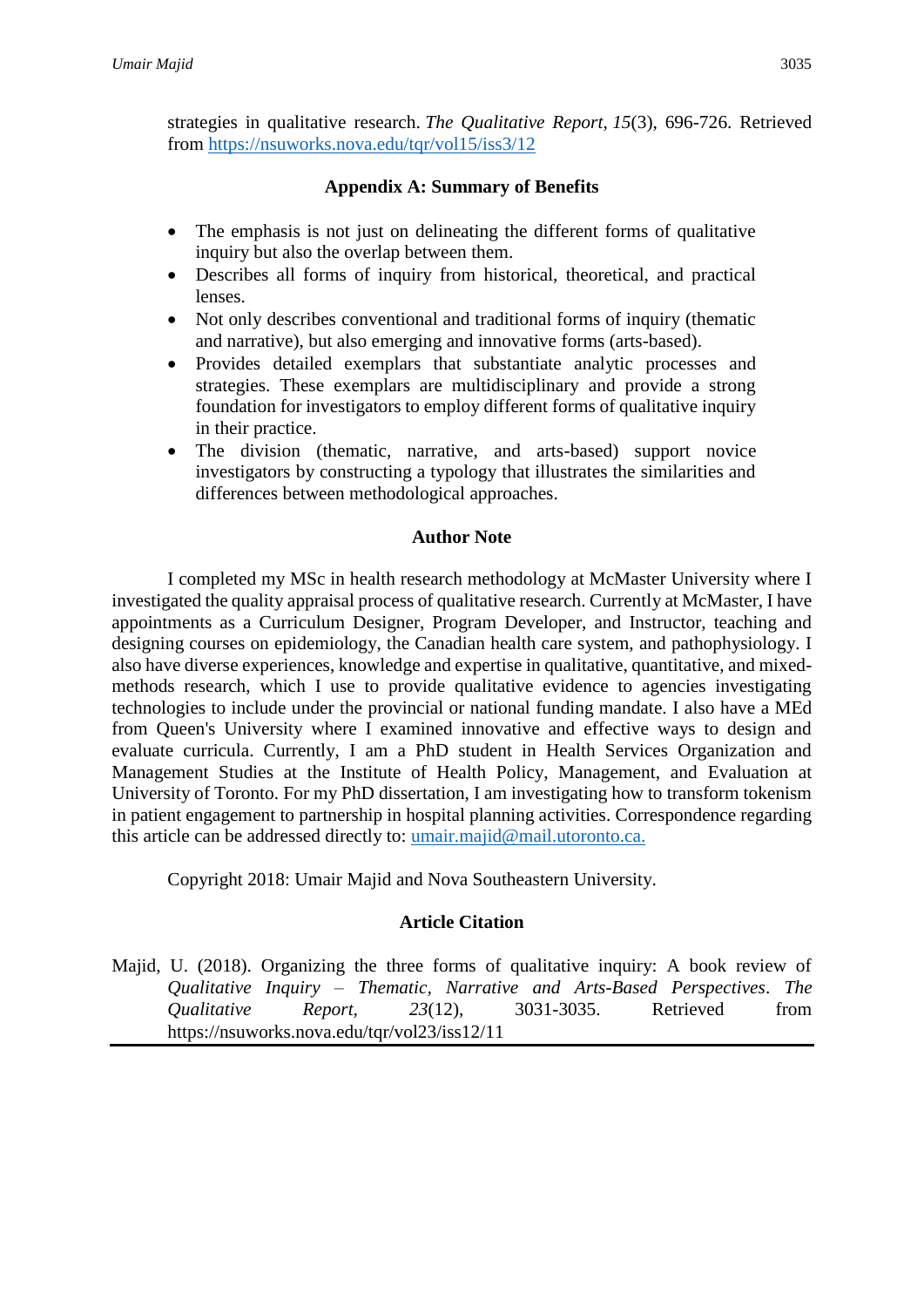strategies in qualitative research. *The Qualitative Report*, *15*(3), 696-726. Retrieved from https://nsuworks.nova.edu/tqr/vol15/iss3/12

## Appendix A: Summary of Benefits

- The emphasis is not just on delineating the different forms of qualitative inquiry but also the overlap between them.
- Describes all forms of inquiry from historical, theoretical, and practical lenses.
- Not only describes conventional and traditional forms of inquiry (thematic and narrative), but also emerging and innovative forms (arts-based).
- Provides detailed exemplars that substantiate analytic processes and strategies. These exemplars are multidisciplinary and provide a strong foundation for investigators to employ different forms of qualitative inquiry in their practice.
- The division (thematic, narrative, and arts-based) support novice investigators by constructing a typology that illustrates the similarities and differences between methodological approaches.

## Author Note

I completed my MSc in health research methodology at McMaster University where I investigated the quality appraisal process of qualitative research. Currently at McMaster, I have appointments as a Curriculum Designer, Program Developer, and Instructor, teaching and designing courses on epidemiology, the Canadian health care system, and pathophysiology. I also have diverse experiences, knowledge and expertise in qualitative, quantitative, and mixed-methods research, which I use to provide qualitative evidence to agencies investigating technologies to include under the provincial or national funding mandate. I also have a MEd from Queen's University where I examined innovative and effective ways to design and evaluate curricula. Currently, I am a PhD student in Health Services Organization and Management Studies at the Institute of Health Policy, Management, and Evaluation at University of Toronto. For my PhD dissertation, I am investigating how to transform tokenism in patient engagement to partnership in hospital planning activities. Correspondence regarding this article can be addressed directly to: umair.majid@mail.utoronto.ca.

Copyright 2018: Umair Majid and Nova Southeastern University.

## Article Citation

Majid, U. (2018). Organizing the three forms of qualitative inquiry: A book review of *Qualitative Inquiry – Thematic, Narrative and Arts-Based Perspectives*. *The Qualitative Report, 23*(12), 3031-3035. Retrieved from https://nsuworks.nova.edu/tqr/vol23/iss12/11